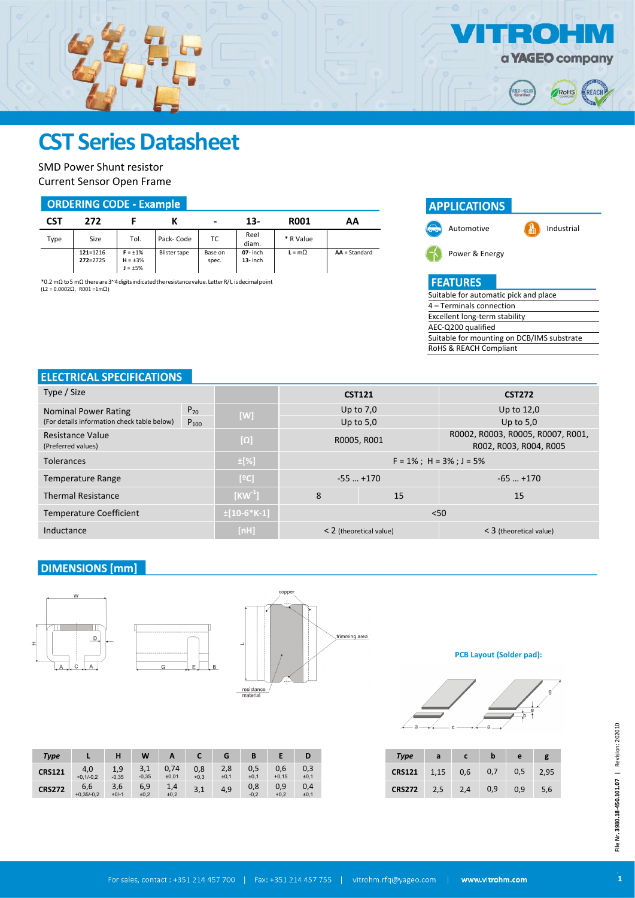# CST Series Datasheet

SMD Power Shunt resistor
Current Sensor Open Frame

## ORDERING CODE - Example

| CST | 272 | F | K | - | 13- | R001 | AA |
|---|---|---|---|---|---|---|---|
| Type | Size | Tol. | Pack- Code | TC | Reel diam. | * R Value | |
| | 121=1216<br>272=2725 | F = ±1%<br>H = ±3%<br>J = ±5% | Blister tape | Base on spec. | 07- inch<br>13- inch | L = mΩ | AA = Standard |

*0.2 mΩ to 5 mΩ there are 3~4 digits indicated the resistance value. Letter R/ L is decimal point
(L2 = 0.0002Ω, R001 =1mΩ)

## APPLICATIONS

- Automotive
- Industrial
- Power & Energy

## FEATURES

- Suitable for automatic pick and place
- 4 – Terminals connection
- Excellent long-term stability
- AEC-Q200 qualified
- Suitable for mounting on DCB/IMS substrate
- RoHS & REACH Compliant

## ELECTRICAL SPECIFICATIONS

| Type / Size | | | CST121 | | CST272 |
|---|---|---|---|---|---|
| Nominal Power Rating (For details information check table below) | $P_{70}$ | [W] | Up to 7,0 | | Up to 12,0 |
| | $P_{100}$ | | Up to 5,0 | | Up to 5,0 |
| Resistance Value (Preferred values) | | [Ω] | R0005, R001 | | R0002, R0003, R0005, R0007, R001, R002, R003, R004, R005 |
| Tolerances | | ±[%] | F = 1% ; H = 3% ; J = 5% | | |
| Temperature Range | | [ºC] | -55 … +170 | | -65 … +170 |
| Thermal Resistance | | [$KW^{-1}$] | 8 | 15 | 15 |
| Temperature Coefficient | | ±[10-6*K-1] | <50 | | |
| Inductance | | [nH] | < 2 (theoretical value) | | < 3 (theoretical value) |

## DIMENSIONS [mm]

| Type | L | H | W | A | C | G | B | E | D |
|---|---|---|---|---|---|---|---|---|---|
| CRS121 | 4,0 +0,1/-0,2 | 1,9 -0,35 | 3,1 -0,35 | 0,74 ±0,01 | 0,8 +0,3 | 2,8 ±0,1 | 0,5 ±0,1 | 0,6 +0,15 | 0,3 ±0,1 |
| CRS272 | 6,6 +0,35/-0,2 | 3,6 +0/-1 | 6,9 ±0,2 | 1,4 ±0,2 | 3,1 | 4,9 | 0,8 -0,2 | 0,9 +0,2 | 0,4 ±0,1 |

**PCB Layout (Solder pad):**

| Type | a | c | b | e | g |
|---|---|---|---|---|---|
| CRS121 | 1,15 | 0,6 | 0,7 | 0,5 | 2,95 |
| CRS272 | 2,5 | 2,4 | 0,9 | 0,9 | 5,6 |

File Nr. 3980.18-450.101.07 | Revision: 202010

For sales, contact : +351 214 457 700 | Fax: +351 214 457 755 | vitrohm.rfq@yageo.com | www.vitrohm.com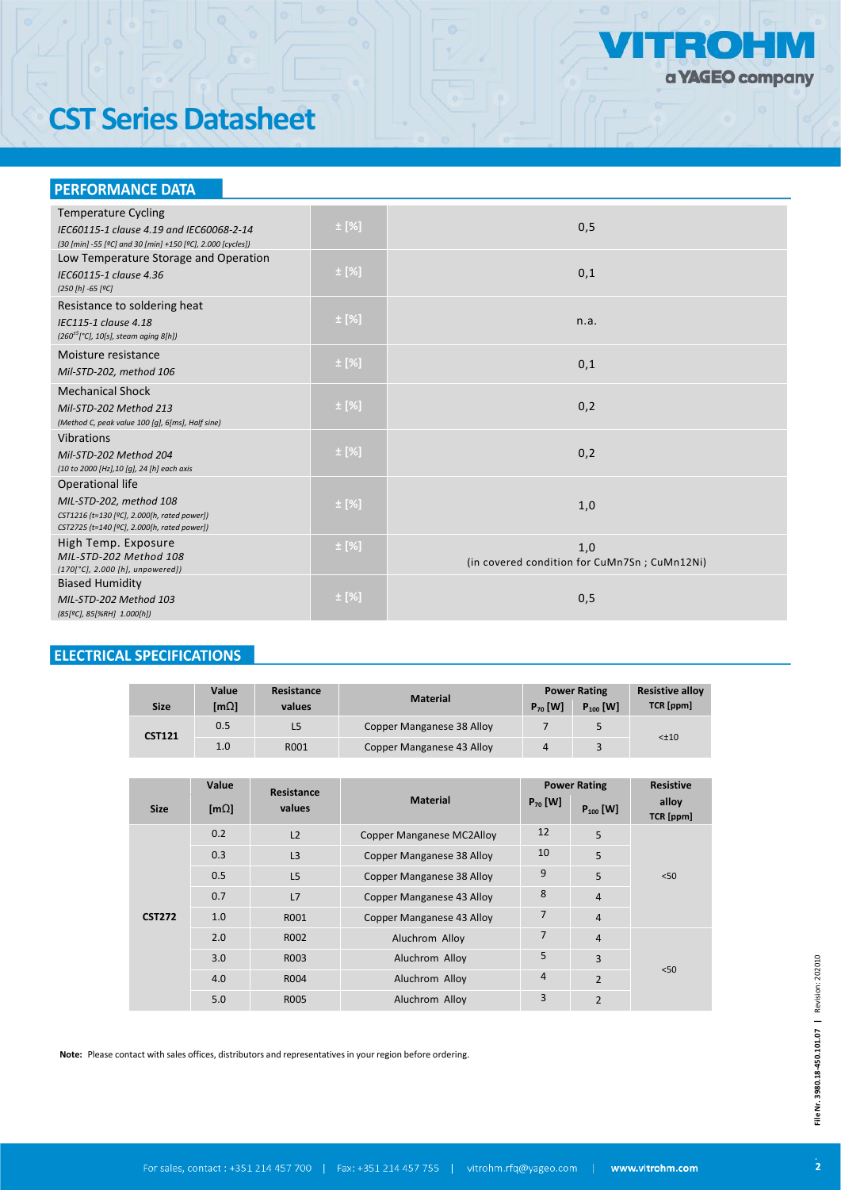# CST Series Datasheet

## PERFORMANCE DATA

| Test | | Value |
|---|---|---|
| Temperature Cycling<br>*IEC60115-1 clause 4.19 and IEC60068-2-14*<br>*(30 [min] -55 [ºC] and 30 [min] +150 [ºC], 2.000 [cycles])* | ± [%] | 0,5 |
| Low Temperature Storage and Operation<br>*IEC60115-1 clause 4.36*<br>*(250 [h] -65 [ºC]* | ± [%] | 0,1 |
| Resistance to soldering heat<br>*IEC115-1 clause 4.18*<br>*(260±5 [°C], 10[s], steam aging 8[h])* | ± [%] | n.a. |
| Moisture resistance<br>*Mil-STD-202, method 106* | ± [%] | 0,1 |
| Mechanical Shock<br>*Mil-STD-202 Method 213*<br>*(Method C, peak value 100 [g], 6[ms], Half sine)* | ± [%] | 0,2 |
| Vibrations<br>*Mil-STD-202 Method 204*<br>*(10 to 2000 [Hz],10 [g], 24 [h] each axis* | ± [%] | 0,2 |
| Operational life<br>*MIL-STD-202, method 108*<br>*CST1216 (t=130 [ºC], 2.000[h, rated power])*<br>*CST2725 (t=140 [ºC], 2.000[h, rated power])* | ± [%] | 1,0 |
| High Temp. Exposure<br>*MIL-STD-202 Method 108*<br>*(170[°C], 2.000 [h], unpowered])* | ± [%] | 1,0<br>(in covered condition for CuMn7Sn ; CuMn12Ni) |
| Biased Humidity<br>*MIL-STD-202 Method 103*<br>*(85[ºC], 85[%RH] 1.000[h])* | ± [%] | 0,5 |

## ELECTRICAL SPECIFICATIONS

| Size | Value [mΩ] | Resistance values | Material | Power Rating | | Resistive alloy TCR [ppm] |
|---|---|---|---|---|---|---|
| | | | | $P_{70}$ [W] | $P_{100}$ [W] | |
| CST121 | 0.5 | L5 | Copper Manganese 38 Alloy | 7 | 5 | <±10 |
| | 1.0 | R001 | Copper Manganese 43 Alloy | 4 | 3 | |

| Size | Value [mΩ] | Resistance values | Material | Power Rating | | Resistive alloy TCR [ppm] |
|---|---|---|---|---|---|---|
| | | | | $P_{70}$ [W] | $P_{100}$ [W] | |
| CST272 | 0.2 | L2 | Copper Manganese MC2Alloy | 12 | 5 | <50 |
| | 0.3 | L3 | Copper Manganese 38 Alloy | 10 | 5 | |
| | 0.5 | L5 | Copper Manganese 38 Alloy | 9 | 5 | |
| | 0.7 | L7 | Copper Manganese 43 Alloy | 8 | 4 | |
| | 1.0 | R001 | Copper Manganese 43 Alloy | 7 | 4 | |
| | 2.0 | R002 | Aluchrom Alloy | 7 | 4 | <50 |
| | 3.0 | R003 | Aluchrom Alloy | 5 | 3 | |
| | 4.0 | R004 | Aluchrom Alloy | 4 | 2 | |
| | 5.0 | R005 | Aluchrom Alloy | 3 | 2 | |

**Note:** Please contact with sales offices, distributors and representatives in your region before ordering.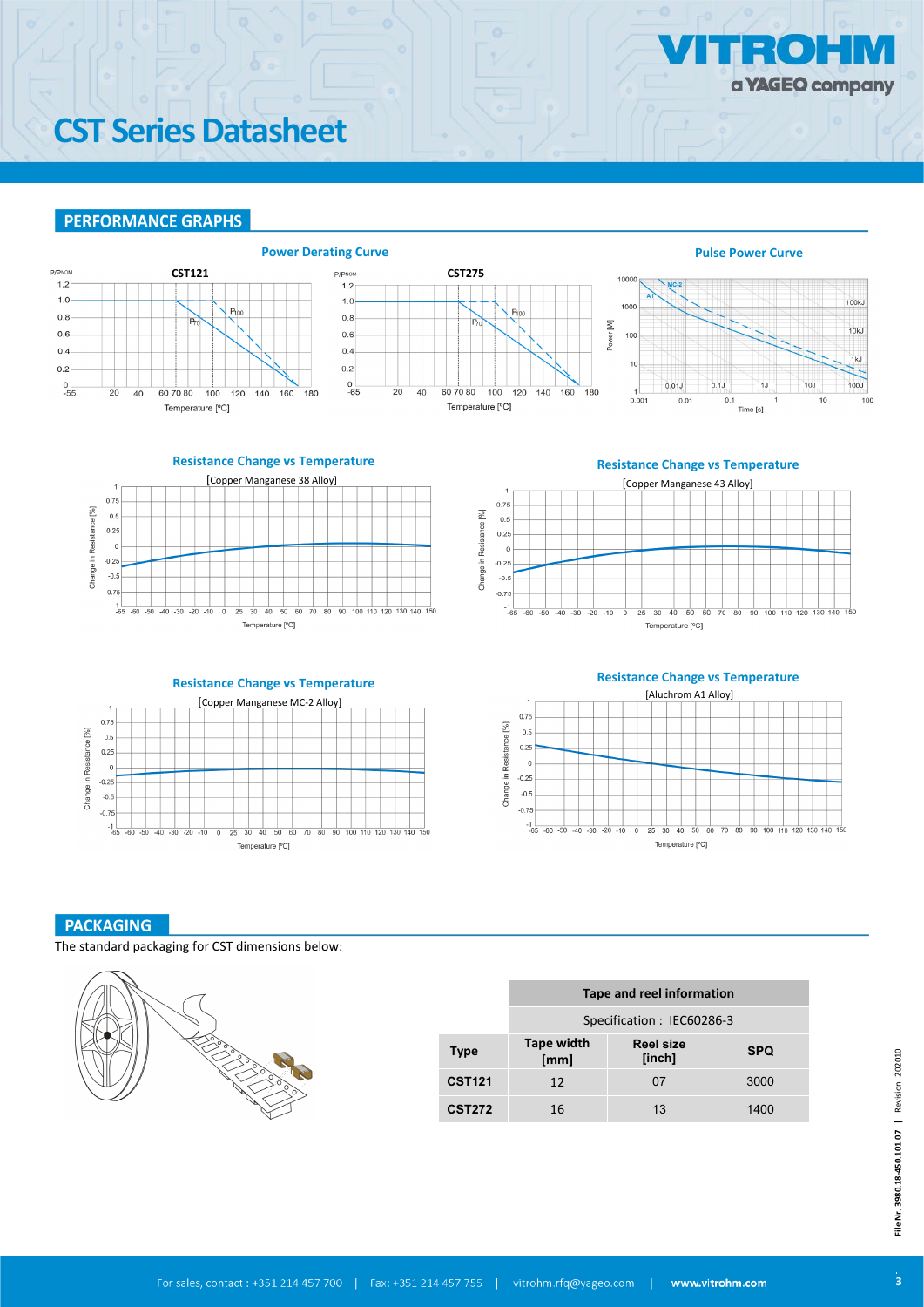# CST Series Datasheet

## PERFORMANCE GRAPHS

### Power Derating Curve

CST121

P/PNOM

1.2
1.0
0.8
0.6
0.4
0.2
0

-55 20 40 60 70 80 100 120 140 160 180

Temperature [ºC]

$P_{70}$ $P_{100}$

CST275

P/PNOM

1.2
1.0
0.8
0.6
0.4
0.2
0

-65 20 40 60 70 80 100 120 140 160 180

Temperature [ºC]

$P_{70}$ $P_{100}$

### Pulse Power Curve

Power [W]

10000
1000
100
10
1

MC-2
A1

100kJ
10kJ
1kJ
100J

0.01J 0.1J 1J 10J

0.001 0.01 0.1 1 10 100

Time [s]

### Resistance Change vs Temperature

[Copper Manganese 38 Alloy]

Change in Resistance [%]

1
0.75
0.5
0.25
0
-0.25
-0.5
-0.75
-1

-65 -60 -50 -40 -30 -20 -10 0 25 30 40 50 60 70 80 90 100 110 120 130 140 150

Temperature [ºC]

### Resistance Change vs Temperature

[Copper Manganese 43 Alloy]

Change in Resistance [%]

1
0.75
0.5
0.25
0
-0.25
-0.5
-0.75
-1

-65 -60 -50 -40 -30 -20 -10 0 25 30 40 50 60 70 80 90 100 110 120 130 140 150

Temperature [ºC]

### Resistance Change vs Temperature

[Copper Manganese MC-2 Alloy]

Change in Resistance [%]

1
0.75
0.5
0.25
0
-0.25
-0.5
-0.75
-1

-65 -60 -50 -40 -30 -20 -10 0 25 30 40 50 60 70 80 90 100 110 120 130 140 150

Temperature [ºC]

### Resistance Change vs Temperature

[Aluchrom A1 Alloy]

Change in Resistance [%]

1
0.75
0.5
0.25
0
-0.25
-0.5
-0.75
-1

-65 -60 -50 -40 -30 -20 -10 0 25 30 40 50 60 70 80 90 100 110 120 130 140 150

Temperature [ºC]

## PACKAGING

The standard packaging for CST dimensions below:

| Tape and reel information | | | |
|---|---|---|---|
| Specification : IEC60286-3 | | | |
| **Type** | **Tape width [mm]** | **Reel size [inch]** | **SPQ** |
| **CST121** | 12 | 07 | 3000 |
| **CST272** | 16 | 13 | 1400 |

File Nr. 3980.18-450.101.07 | Revision: 202010

For sales, contact : +351 214 457 700 | Fax: +351 214 457 755 | vitrohm.rfq@yageo.com | www.vitrohm.com